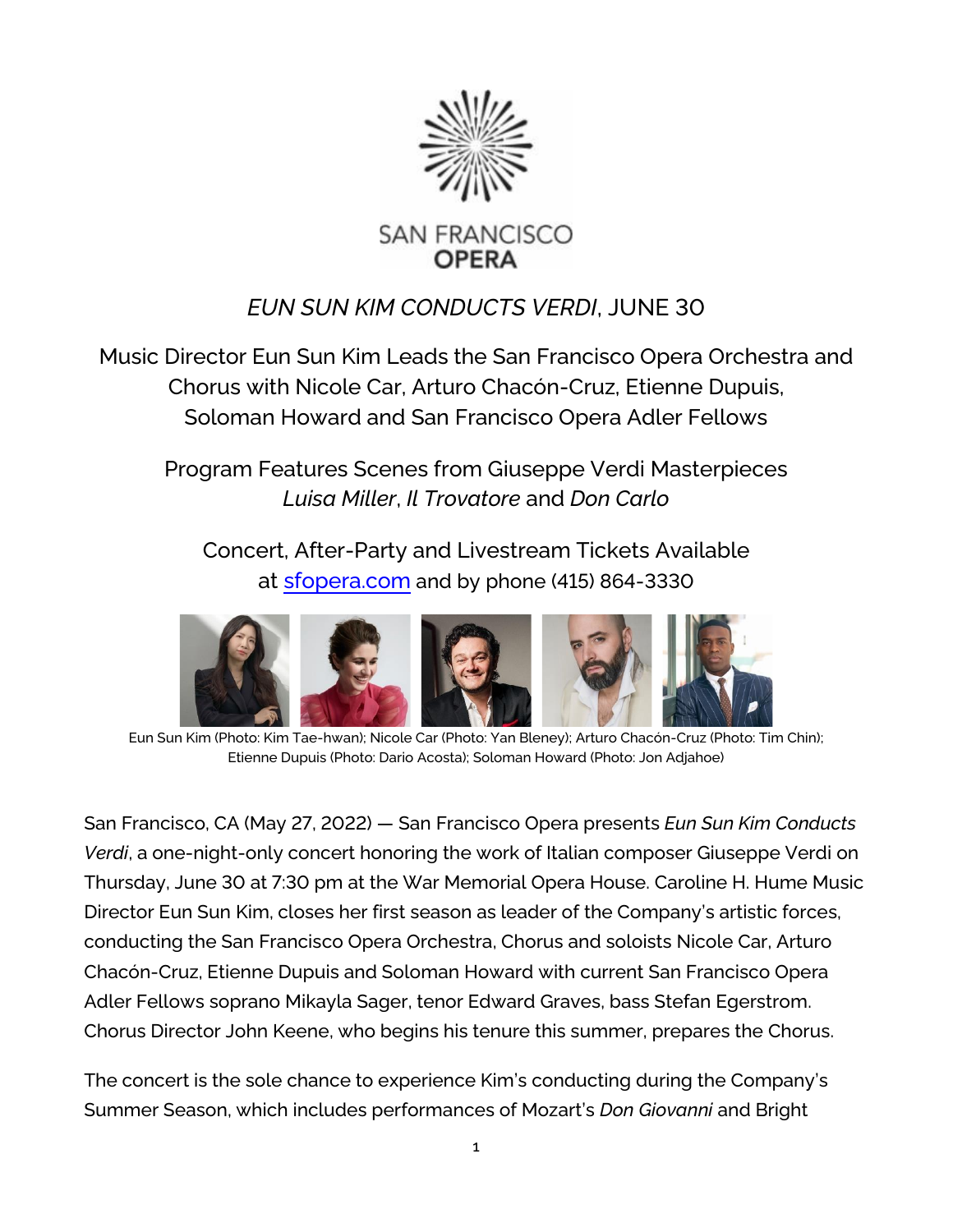SAN FRANCISCO
OPERA

# *EUN SUN KIM CONDUCTS VERDI*, JUNE 30

## Music Director Eun Sun Kim Leads the San Francisco Opera Orchestra and Chorus with Nicole Car, Arturo Chacón-Cruz, Etienne Dupuis, Soloman Howard and San Francisco Opera Adler Fellows

## Program Features Scenes from Giuseppe Verdi Masterpieces *Luisa Miller*, *Il Trovatore* and *Don Carlo*

## Concert, After-Party and Livestream Tickets Available at [sfopera.com](https://sfopera.com) and by phone (415) 864-3330

Eun Sun Kim (Photo: Kim Tae-hwan); Nicole Car (Photo: Yan Bleney); Arturo Chacón-Cruz (Photo: Tim Chin); Etienne Dupuis (Photo: Dario Acosta); Soloman Howard (Photo: Jon Adjahoe)

San Francisco, CA (May 27, 2022) — San Francisco Opera presents *Eun Sun Kim Conducts Verdi*, a one-night-only concert honoring the work of Italian composer Giuseppe Verdi on Thursday, June 30 at 7:30 pm at the War Memorial Opera House. Caroline H. Hume Music Director Eun Sun Kim, closes her first season as leader of the Company's artistic forces, conducting the San Francisco Opera Orchestra, Chorus and soloists Nicole Car, Arturo Chacón-Cruz, Etienne Dupuis and Soloman Howard with current San Francisco Opera Adler Fellows soprano Mikayla Sager, tenor Edward Graves, bass Stefan Egerstrom. Chorus Director John Keene, who begins his tenure this summer, prepares the Chorus.

The concert is the sole chance to experience Kim's conducting during the Company's Summer Season, which includes performances of Mozart's *Don Giovanni* and Bright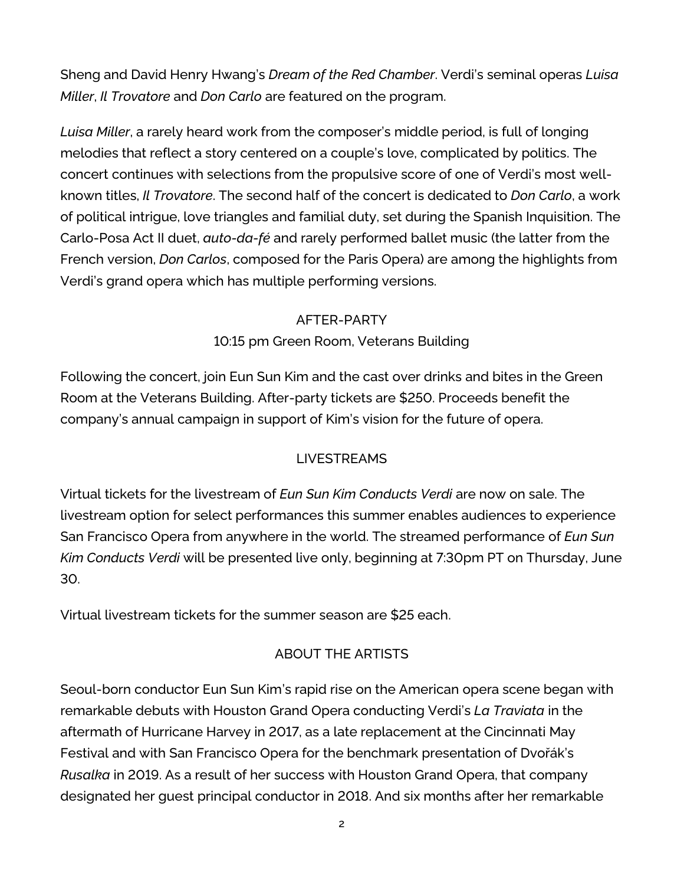Sheng and David Henry Hwang's *Dream of the Red Chamber*. Verdi's seminal operas *Luisa Miller*, *Il Trovatore* and *Don Carlo* are featured on the program.

*Luisa Miller*, a rarely heard work from the composer's middle period, is full of longing melodies that reflect a story centered on a couple's love, complicated by politics. The concert continues with selections from the propulsive score of one of Verdi's most well-known titles, *Il Trovatore*. The second half of the concert is dedicated to *Don Carlo*, a work of political intrigue, love triangles and familial duty, set during the Spanish Inquisition. The Carlo-Posa Act II duet, *auto-da-fé* and rarely performed ballet music (the latter from the French version, *Don Carlos*, composed for the Paris Opera) are among the highlights from Verdi's grand opera which has multiple performing versions.

## AFTER-PARTY

10:15 pm Green Room, Veterans Building

Following the concert, join Eun Sun Kim and the cast over drinks and bites in the Green Room at the Veterans Building. After-party tickets are $250. Proceeds benefit the company's annual campaign in support of Kim's vision for the future of opera.

## LIVESTREAMS

Virtual tickets for the livestream of *Eun Sun Kim Conducts Verdi* are now on sale. The livestream option for select performances this summer enables audiences to experience San Francisco Opera from anywhere in the world. The streamed performance of *Eun Sun Kim Conducts Verdi* will be presented live only, beginning at 7:30pm PT on Thursday, June 30.

Virtual livestream tickets for the summer season are $25 each.

## ABOUT THE ARTISTS

Seoul-born conductor Eun Sun Kim's rapid rise on the American opera scene began with remarkable debuts with Houston Grand Opera conducting Verdi's *La Traviata* in the aftermath of Hurricane Harvey in 2017, as a late replacement at the Cincinnati May Festival and with San Francisco Opera for the benchmark presentation of Dvořák's *Rusalka* in 2019. As a result of her success with Houston Grand Opera, that company designated her guest principal conductor in 2018. And six months after her remarkable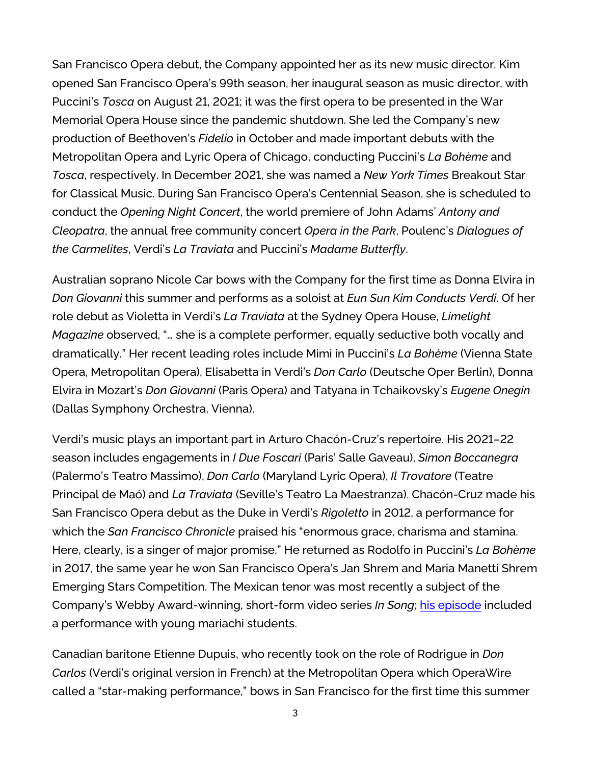San Francisco Opera debut, the Company appointed her as its new music director. Kim opened San Francisco Opera's 99th season, her inaugural season as music director, with Puccini's *Tosca* on August 21, 2021; it was the first opera to be presented in the War Memorial Opera House since the pandemic shutdown. She led the Company's new production of Beethoven's *Fidelio* in October and made important debuts with the Metropolitan Opera and Lyric Opera of Chicago, conducting Puccini's *La Bohème* and *Tosca*, respectively. In December 2021, she was named a *New York Times* Breakout Star for Classical Music. During San Francisco Opera's Centennial Season, she is scheduled to conduct the *Opening Night Concert*, the world premiere of John Adams' *Antony and Cleopatra*, the annual free community concert *Opera in the Park*, Poulenc's *Dialogues of the Carmelites*, Verdi's *La Traviata* and Puccini's *Madame Butterfly*.

Australian soprano Nicole Car bows with the Company for the first time as Donna Elvira in *Don Giovanni* this summer and performs as a soloist at *Eun Sun Kim Conducts Verdi*. Of her role debut as Violetta in Verdi's *La Traviata* at the Sydney Opera House, *Limelight Magazine* observed, "… she is a complete performer, equally seductive both vocally and dramatically." Her recent leading roles include Mimì in Puccini's *La Bohème* (Vienna State Opera, Metropolitan Opera), Elisabetta in Verdi's *Don Carlo* (Deutsche Oper Berlin), Donna Elvira in Mozart's *Don Giovanni* (Paris Opera) and Tatyana in Tchaikovsky's *Eugene Onegin* (Dallas Symphony Orchestra, Vienna).

Verdi's music plays an important part in Arturo Chacón-Cruz's repertoire. His 2021–22 season includes engagements in *I Due Foscari* (Paris' Salle Gaveau), *Simon Boccanegra* (Palermo's Teatro Massimo), *Don Carlo* (Maryland Lyric Opera), *Il Trovatore* (Teatre Principal de Maó) and *La Traviata* (Seville's Teatro La Maestranza). Chacón-Cruz made his San Francisco Opera debut as the Duke in Verdi's *Rigoletto* in 2012, a performance for which the *San Francisco Chronicle* praised his "enormous grace, charisma and stamina. Here, clearly, is a singer of major promise." He returned as Rodolfo in Puccini's *La Bohème* in 2017, the same year he won San Francisco Opera's Jan Shrem and Maria Manetti Shrem Emerging Stars Competition. The Mexican tenor was most recently a subject of the Company's Webby Award-winning, short-form video series *In Song*; his episode included a performance with young mariachi students.

Canadian baritone Etienne Dupuis, who recently took on the role of Rodrigue in *Don Carlos* (Verdi's original version in French) at the Metropolitan Opera which OperaWire called a "star-making performance," bows in San Francisco for the first time this summer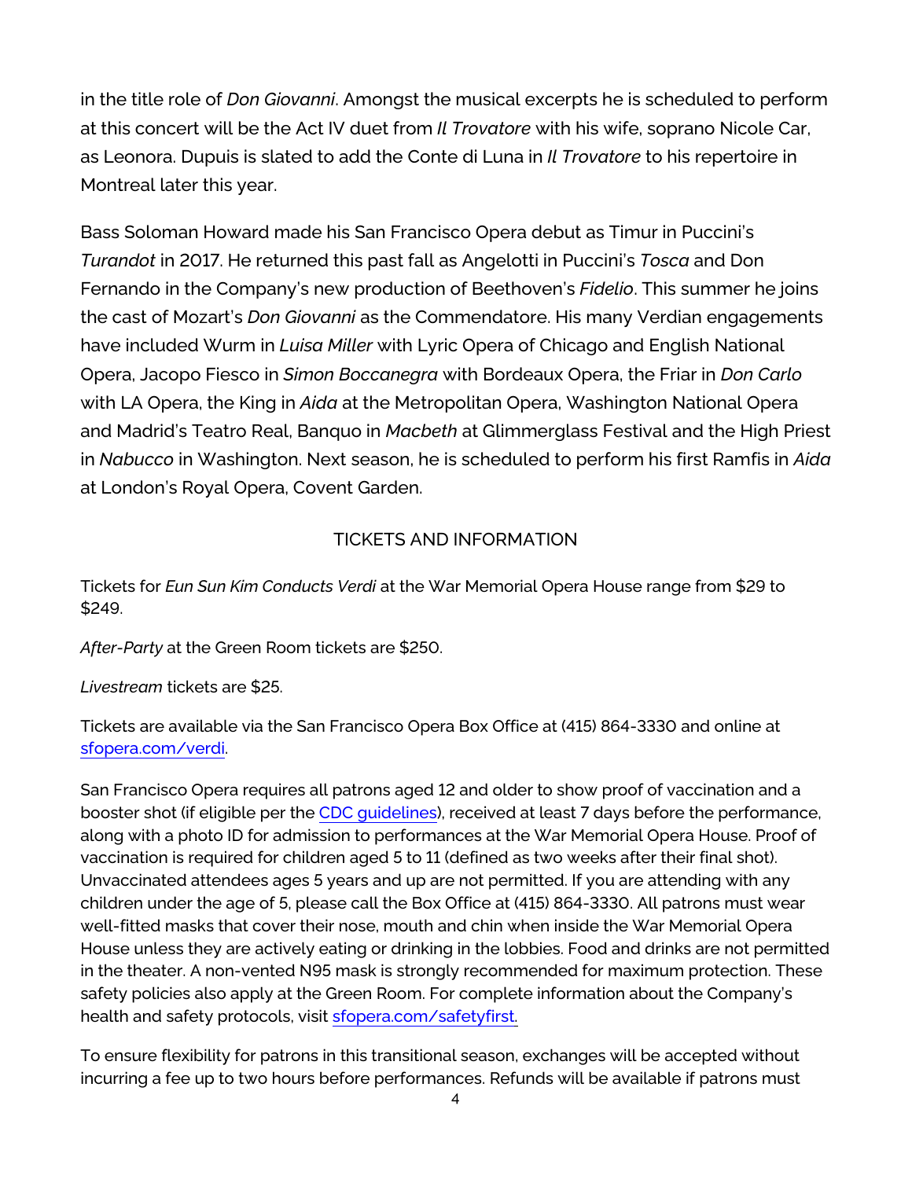in the title role of *Don Giovanni*. Amongst the musical excerpts he is scheduled to perform at this concert will be the Act IV duet from *Il Trovatore* with his wife, soprano Nicole Car, as Leonora. Dupuis is slated to add the Conte di Luna in *Il Trovatore* to his repertoire in Montreal later this year.

Bass Soloman Howard made his San Francisco Opera debut as Timur in Puccini's *Turandot* in 2017. He returned this past fall as Angelotti in Puccini's *Tosca* and Don Fernando in the Company's new production of Beethoven's *Fidelio*. This summer he joins the cast of Mozart's *Don Giovanni* as the Commendatore. His many Verdian engagements have included Wurm in *Luisa Miller* with Lyric Opera of Chicago and English National Opera, Jacopo Fiesco in *Simon Boccanegra* with Bordeaux Opera, the Friar in *Don Carlo* with LA Opera, the King in *Aida* at the Metropolitan Opera, Washington National Opera and Madrid's Teatro Real, Banquo in *Macbeth* at Glimmerglass Festival and the High Priest in *Nabucco* in Washington. Next season, he is scheduled to perform his first Ramfis in *Aida* at London's Royal Opera, Covent Garden.

## TICKETS AND INFORMATION

Tickets for *Eun Sun Kim Conducts Verdi* at the War Memorial Opera House range from $29 to $249.

*After-Party* at the Green Room tickets are $250.

*Livestream* tickets are $25.

Tickets are available via the San Francisco Opera Box Office at (415) 864-3330 and online at [sfopera.com/verdi](sfopera.com/verdi).

San Francisco Opera requires all patrons aged 12 and older to show proof of vaccination and a booster shot (if eligible per the [CDC guidelines](CDC guidelines)), received at least 7 days before the performance, along with a photo ID for admission to performances at the War Memorial Opera House. Proof of vaccination is required for children aged 5 to 11 (defined as two weeks after their final shot). Unvaccinated attendees ages 5 years and up are not permitted. If you are attending with any children under the age of 5, please call the Box Office at (415) 864-3330. All patrons must wear well-fitted masks that cover their nose, mouth and chin when inside the War Memorial Opera House unless they are actively eating or drinking in the lobbies. Food and drinks are not permitted in the theater. A non-vented N95 mask is strongly recommended for maximum protection. These safety policies also apply at the Green Room. For complete information about the Company's health and safety protocols, visit [sfopera.com/safetyfirst](sfopera.com/safetyfirst).

To ensure flexibility for patrons in this transitional season, exchanges will be accepted without incurring a fee up to two hours before performances. Refunds will be available if patrons must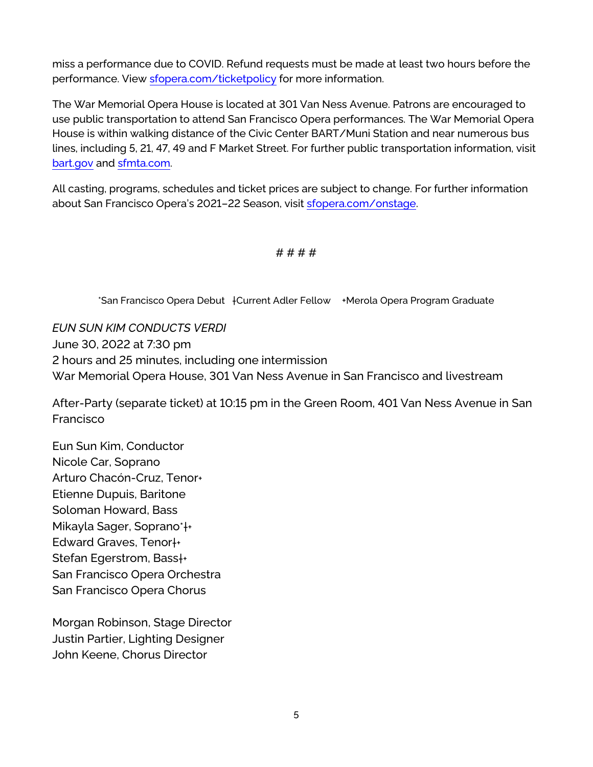miss a performance due to COVID. Refund requests must be made at least two hours before the performance. View [sfopera.com/ticketpolicy](sfopera.com/ticketpolicy) for more information.

The War Memorial Opera House is located at 301 Van Ness Avenue. Patrons are encouraged to use public transportation to attend San Francisco Opera performances. The War Memorial Opera House is within walking distance of the Civic Center BART/Muni Station and near numerous bus lines, including 5, 21, 47, 49 and F Market Street. For further public transportation information, visit [bart.gov](bart.gov) and [sfmta.com](sfmta.com).

All casting, programs, schedules and ticket prices are subject to change. For further information about San Francisco Opera's 2021–22 Season, visit [sfopera.com/onstage](sfopera.com/onstage).

# # # #

*San Francisco Opera Debut ǂCurrent Adler Fellow +Merola Opera Program Graduate

*EUN SUN KIM CONDUCTS VERDI*
June 30, 2022 at 7:30 pm
2 hours and 25 minutes, including one intermission
War Memorial Opera House, 301 Van Ness Avenue in San Francisco and livestream

After-Party (separate ticket) at 10:15 pm in the Green Room, 401 Van Ness Avenue in San Francisco

Eun Sun Kim, Conductor
Nicole Car, Soprano
Arturo Chacón-Cruz, Tenor+
Etienne Dupuis, Baritone
Soloman Howard, Bass
Mikayla Sager, Soprano*ǂ+
Edward Graves, Tenorǂ+
Stefan Egerstrom, Bassǂ+
San Francisco Opera Orchestra
San Francisco Opera Chorus

Morgan Robinson, Stage Director
Justin Partier, Lighting Designer
John Keene, Chorus Director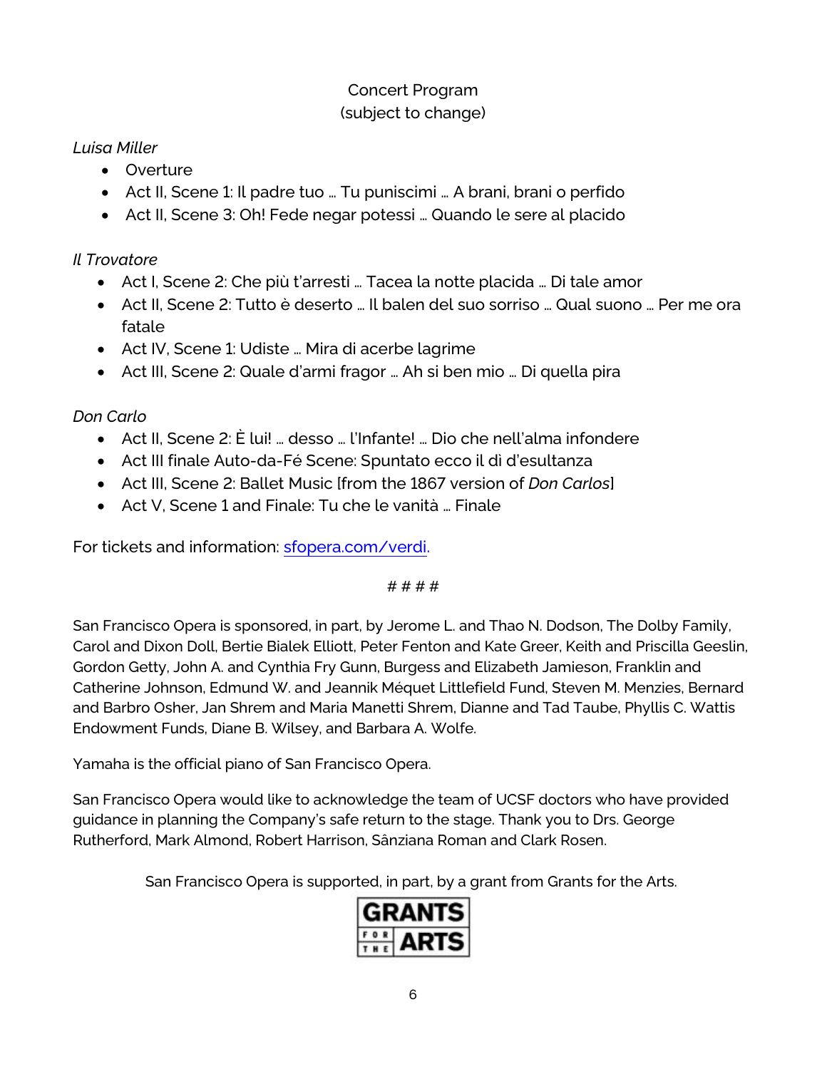Concert Program
(subject to change)

*Luisa Miller*

- Overture
- Act II, Scene 1: Il padre tuo … Tu puniscimi … A brani, brani o perfido
- Act II, Scene 3: Oh! Fede negar potessi … Quando le sere al placido

*Il Trovatore*

- Act I, Scene 2: Che più t'arresti … Tacea la notte placida … Di tale amor
- Act II, Scene 2: Tutto è deserto … Il balen del suo sorriso … Qual suono … Per me ora fatale
- Act IV, Scene 1: Udiste … Mira di acerbe lagrime
- Act III, Scene 2: Quale d'armi fragor … Ah si ben mio … Di quella pira

*Don Carlo*

- Act II, Scene 2: È lui! … desso … l'Infante! … Dio che nell'alma infondere
- Act III finale Auto-da-Fé Scene: Spuntato ecco il dì d'esultanza
- Act III, Scene 2: Ballet Music [from the 1867 version of *Don Carlos*]
- Act V, Scene 1 and Finale: Tu che le vanità … Finale

For tickets and information: [sfopera.com/verdi](https://sfopera.com/verdi).

# # # #

San Francisco Opera is sponsored, in part, by Jerome L. and Thao N. Dodson, The Dolby Family, Carol and Dixon Doll, Bertie Bialek Elliott, Peter Fenton and Kate Greer, Keith and Priscilla Geeslin, Gordon Getty, John A. and Cynthia Fry Gunn, Burgess and Elizabeth Jamieson, Franklin and Catherine Johnson, Edmund W. and Jeannik Méquet Littlefield Fund, Steven M. Menzies, Bernard and Barbro Osher, Jan Shrem and Maria Manetti Shrem, Dianne and Tad Taube, Phyllis C. Wattis Endowment Funds, Diane B. Wilsey, and Barbara A. Wolfe.

Yamaha is the official piano of San Francisco Opera.

San Francisco Opera would like to acknowledge the team of UCSF doctors who have provided guidance in planning the Company's safe return to the stage. Thank you to Drs. George Rutherford, Mark Almond, Robert Harrison, Sânziana Roman and Clark Rosen.

San Francisco Opera is supported, in part, by a grant from Grants for the Arts.

GRANTS FOR THE ARTS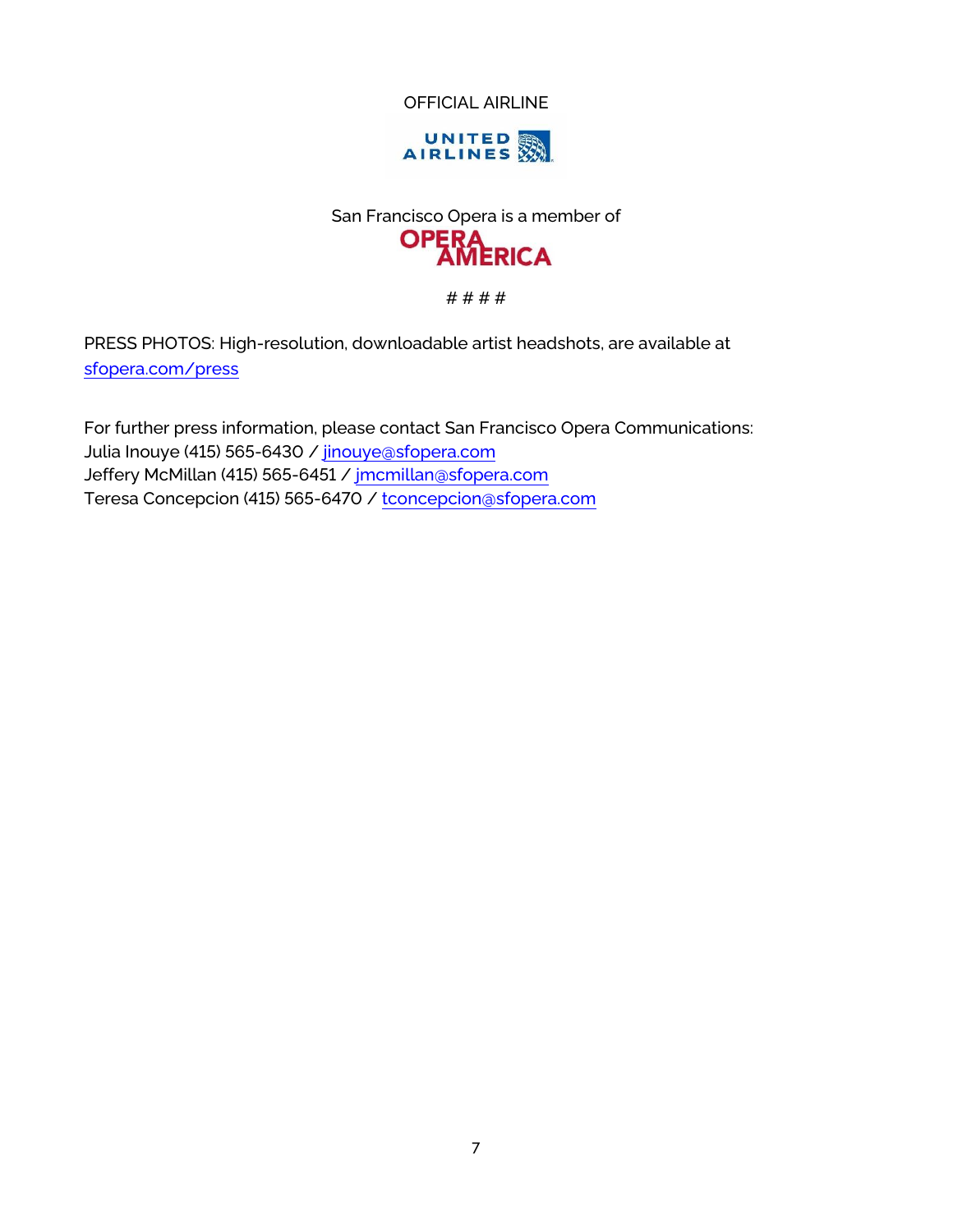OFFICIAL AIRLINE

UNITED AIRLINES

San Francisco Opera is a member of

OPERA AMERICA

# # # #

PRESS PHOTOS: High-resolution, downloadable artist headshots, are available at [sfopera.com/press](sfopera.com/press)

For further press information, please contact San Francisco Opera Communications:
Julia Inouye (415) 565-6430 / jinouye@sfopera.com
Jeffery McMillan (415) 565-6451 / jmcmillan@sfopera.com
Teresa Concepcion (415) 565-6470 / tconcepcion@sfopera.com